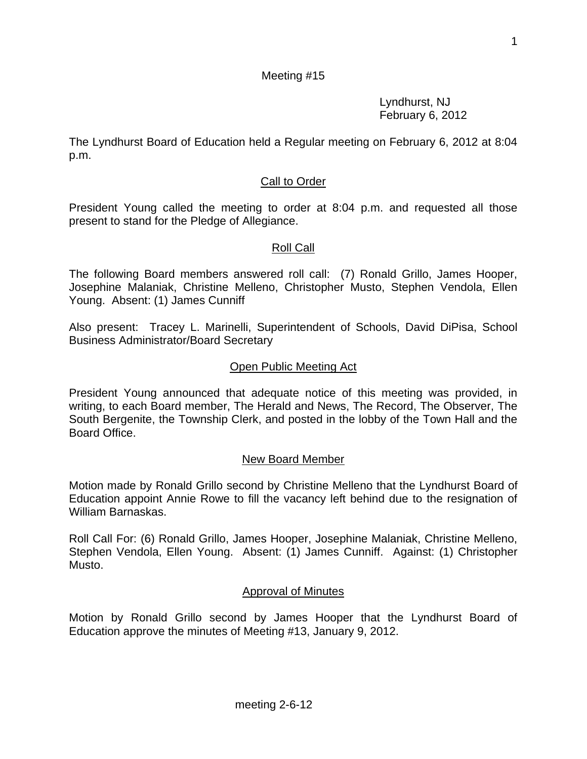Meeting #15

Lyndhurst, NJ
February 6, 2012

The Lyndhurst Board of Education held a Regular meeting on February 6, 2012 at 8:04 p.m.

## Call to Order

President Young called the meeting to order at 8:04 p.m. and requested all those present to stand for the Pledge of Allegiance.

## Roll Call

The following Board members answered roll call: (7) Ronald Grillo, James Hooper, Josephine Malaniak, Christine Melleno, Christopher Musto, Stephen Vendola, Ellen Young. Absent: (1) James Cunniff

Also present: Tracey L. Marinelli, Superintendent of Schools, David DiPisa, School Business Administrator/Board Secretary

## Open Public Meeting Act

President Young announced that adequate notice of this meeting was provided, in writing, to each Board member, The Herald and News, The Record, The Observer, The South Bergenite, the Township Clerk, and posted in the lobby of the Town Hall and the Board Office.

## New Board Member

Motion made by Ronald Grillo second by Christine Melleno that the Lyndhurst Board of Education appoint Annie Rowe to fill the vacancy left behind due to the resignation of William Barnaskas.

Roll Call For: (6) Ronald Grillo, James Hooper, Josephine Malaniak, Christine Melleno, Stephen Vendola, Ellen Young. Absent: (1) James Cunniff. Against: (1) Christopher Musto.

## Approval of Minutes

Motion by Ronald Grillo second by James Hooper that the Lyndhurst Board of Education approve the minutes of Meeting #13, January 9, 2012.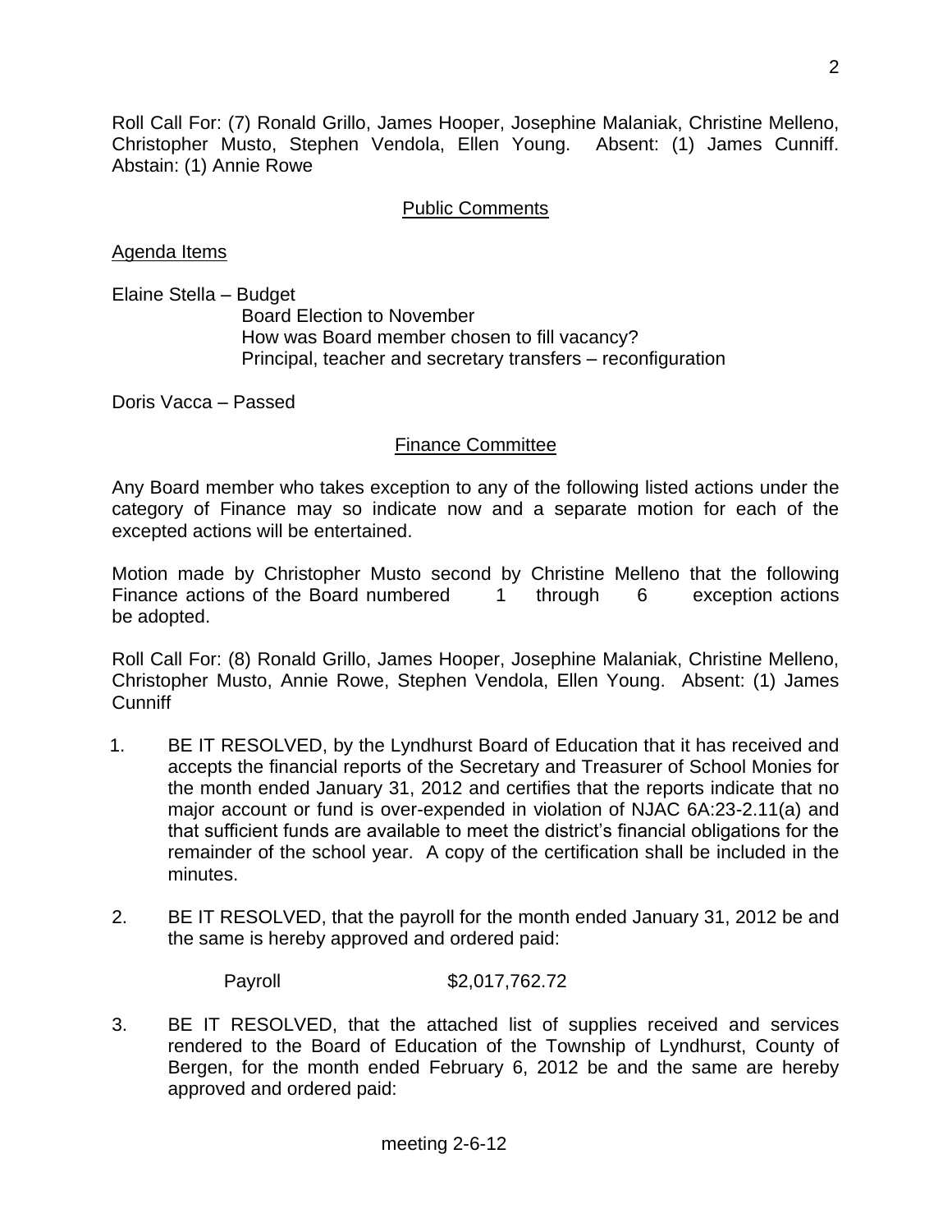Roll Call For: (7) Ronald Grillo, James Hooper, Josephine Malaniak, Christine Melleno, Christopher Musto, Stephen Vendola, Ellen Young. Absent: (1) James Cunniff. Abstain: (1) Annie Rowe

## Public Comments

Agenda Items

Elaine Stella – Budget
Board Election to November
How was Board member chosen to fill vacancy?
Principal, teacher and secretary transfers – reconfiguration

Doris Vacca – Passed

## Finance Committee

Any Board member who takes exception to any of the following listed actions under the category of Finance may so indicate now and a separate motion for each of the excepted actions will be entertained.

Motion made by Christopher Musto second by Christine Melleno that the following Finance actions of the Board numbered 1 through 6 exception actions be adopted.

Roll Call For: (8) Ronald Grillo, James Hooper, Josephine Malaniak, Christine Melleno, Christopher Musto, Annie Rowe, Stephen Vendola, Ellen Young. Absent: (1) James Cunniff

1. BE IT RESOLVED, by the Lyndhurst Board of Education that it has received and accepts the financial reports of the Secretary and Treasurer of School Monies for the month ended January 31, 2012 and certifies that the reports indicate that no major account or fund is over-expended in violation of NJAC 6A:23-2.11(a) and that sufficient funds are available to meet the district's financial obligations for the remainder of the school year. A copy of the certification shall be included in the minutes.

2. BE IT RESOLVED, that the payroll for the month ended January 31, 2012 be and the same is hereby approved and ordered paid:

   Payroll $2,017,762.72

3. BE IT RESOLVED, that the attached list of supplies received and services rendered to the Board of Education of the Township of Lyndhurst, County of Bergen, for the month ended February 6, 2012 be and the same are hereby approved and ordered paid: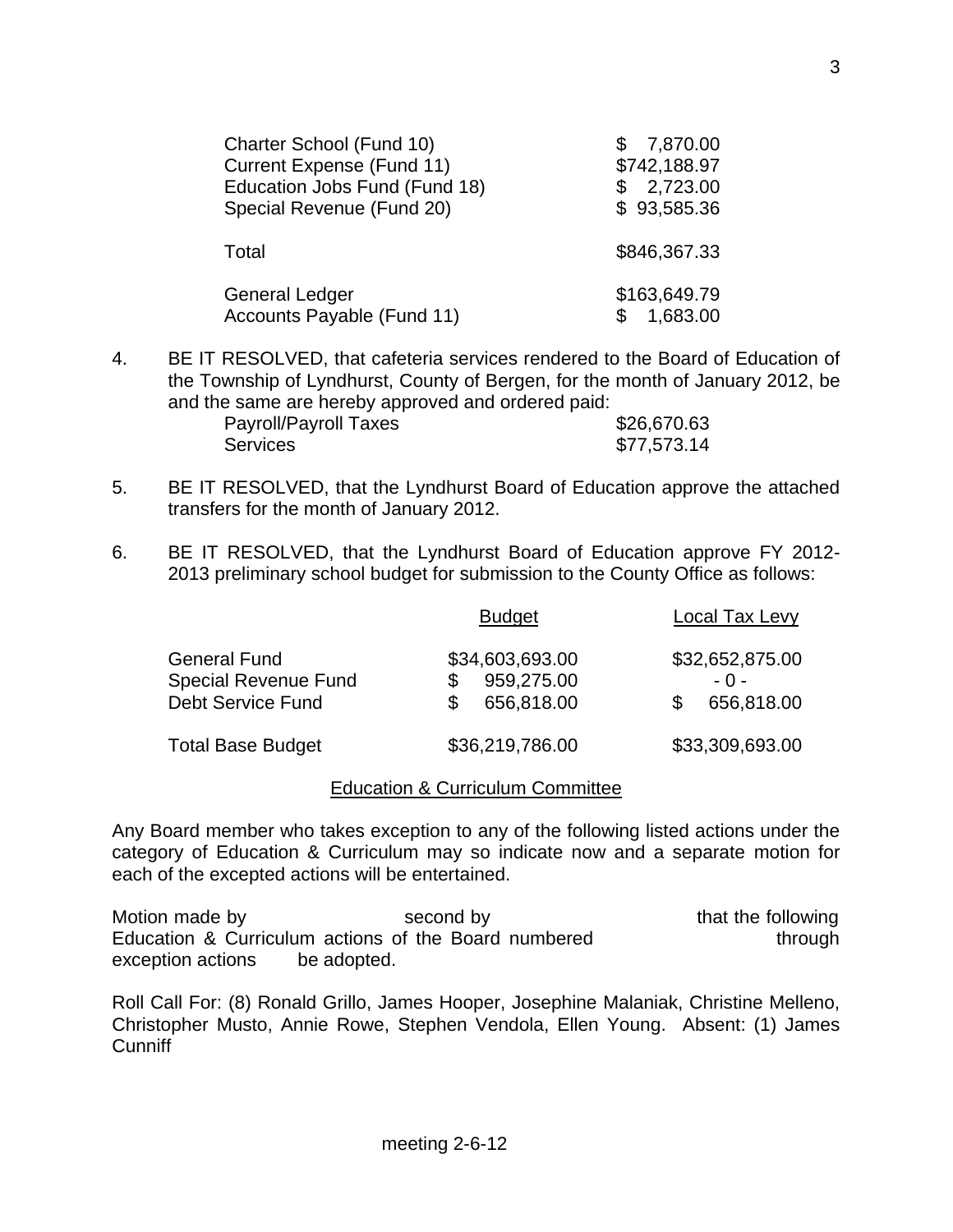| | |
|---|---|
| Charter School (Fund 10) | $ 7,870.00 |
| Current Expense (Fund 11) | $742,188.97 |
| Education Jobs Fund (Fund 18) | $ 2,723.00 |
| Special Revenue (Fund 20) | $ 93,585.36 |
| Total | $846,367.33 |
| General Ledger | $163,649.79 |
| Accounts Payable (Fund 11) | $ 1,683.00 |

4. BE IT RESOLVED, that cafeteria services rendered to the Board of Education of the Township of Lyndhurst, County of Bergen, for the month of January 2012, be and the same are hereby approved and ordered paid:

| | |
|---|---|
| Payroll/Payroll Taxes | $26,670.63 |
| Services | $77,573.14 |

5. BE IT RESOLVED, that the Lyndhurst Board of Education approve the attached transfers for the month of January 2012.

6. BE IT RESOLVED, that the Lyndhurst Board of Education approve FY 2012-2013 preliminary school budget for submission to the County Office as follows:

| | Budget | Local Tax Levy |
|---|---|---|
| General Fund | $34,603,693.00 | $32,652,875.00 |
| Special Revenue Fund | $ 959,275.00 | - 0 - |
| Debt Service Fund | $ 656,818.00 | $ 656,818.00 |
| Total Base Budget | $36,219,786.00 | $33,309,693.00 |

## Education & Curriculum Committee

Any Board member who takes exception to any of the following listed actions under the category of Education & Curriculum may so indicate now and a separate motion for each of the excepted actions will be entertained.

Motion made by second by that the following Education & Curriculum actions of the Board numbered through exception actions be adopted.

Roll Call For: (8) Ronald Grillo, James Hooper, Josephine Malaniak, Christine Melleno, Christopher Musto, Annie Rowe, Stephen Vendola, Ellen Young. Absent: (1) James Cunniff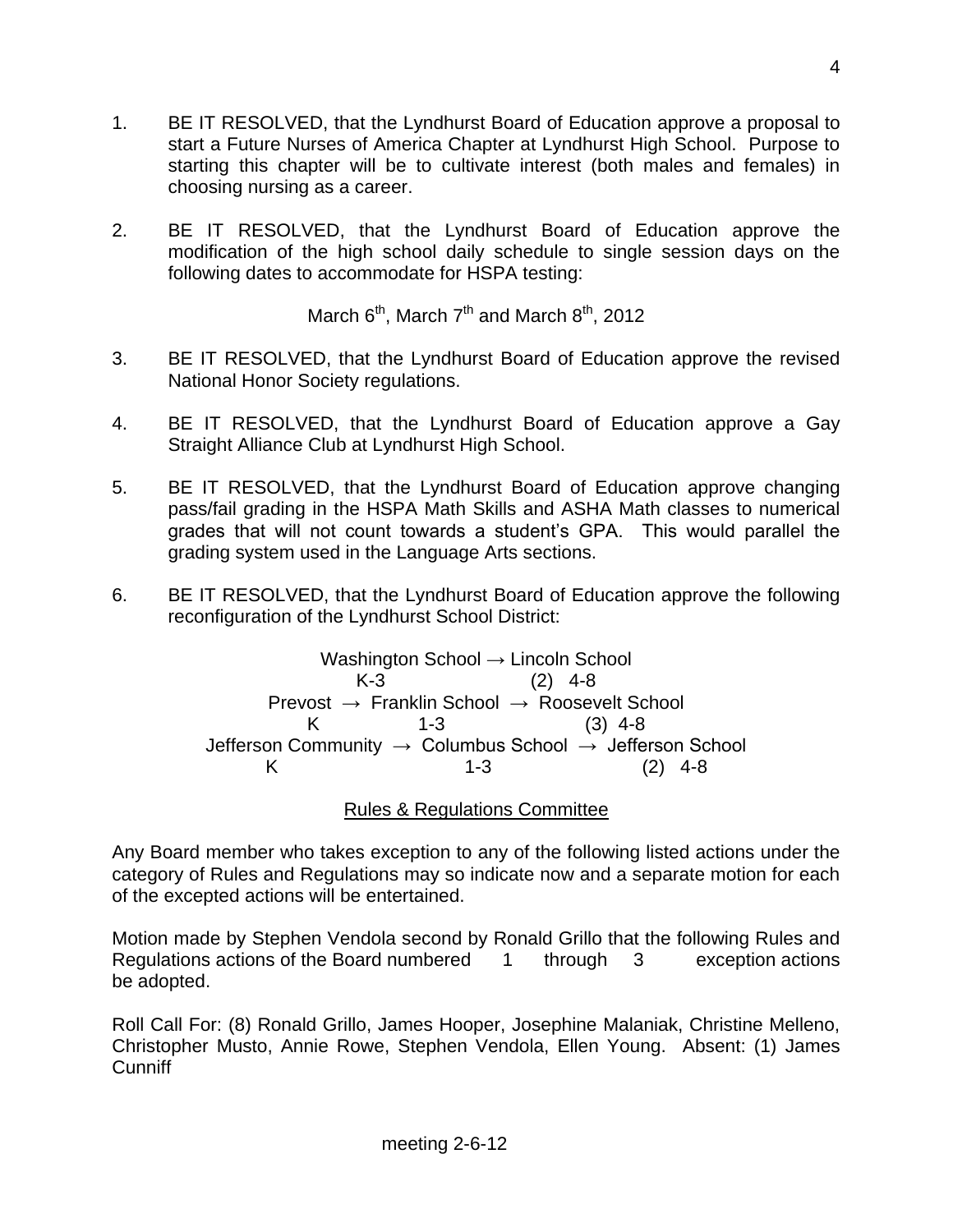1. BE IT RESOLVED, that the Lyndhurst Board of Education approve a proposal to start a Future Nurses of America Chapter at Lyndhurst High School. Purpose to starting this chapter will be to cultivate interest (both males and females) in choosing nursing as a career.

2. BE IT RESOLVED, that the Lyndhurst Board of Education approve the modification of the high school daily schedule to single session days on the following dates to accommodate for HSPA testing:

   March 6th, March 7th and March 8th, 2012

3. BE IT RESOLVED, that the Lyndhurst Board of Education approve the revised National Honor Society regulations.

4. BE IT RESOLVED, that the Lyndhurst Board of Education approve a Gay Straight Alliance Club at Lyndhurst High School.

5. BE IT RESOLVED, that the Lyndhurst Board of Education approve changing pass/fail grading in the HSPA Math Skills and ASHA Math classes to numerical grades that will not count towards a student's GPA. This would parallel the grading system used in the Language Arts sections.

6. BE IT RESOLVED, that the Lyndhurst Board of Education approve the following reconfiguration of the Lyndhurst School District:

   Washington School → Lincoln School
   K-3 (2) 4-8
   Prevost → Franklin School → Roosevelt School
   K 1-3 (3) 4-8
   Jefferson Community → Columbus School → Jefferson School
   K 1-3 (2) 4-8

## Rules & Regulations Committee

Any Board member who takes exception to any of the following listed actions under the category of Rules and Regulations may so indicate now and a separate motion for each of the excepted actions will be entertained.

Motion made by Stephen Vendola second by Ronald Grillo that the following Rules and Regulations actions of the Board numbered 1 through 3 exception actions be adopted.

Roll Call For: (8) Ronald Grillo, James Hooper, Josephine Malaniak, Christine Melleno, Christopher Musto, Annie Rowe, Stephen Vendola, Ellen Young. Absent: (1) James Cunniff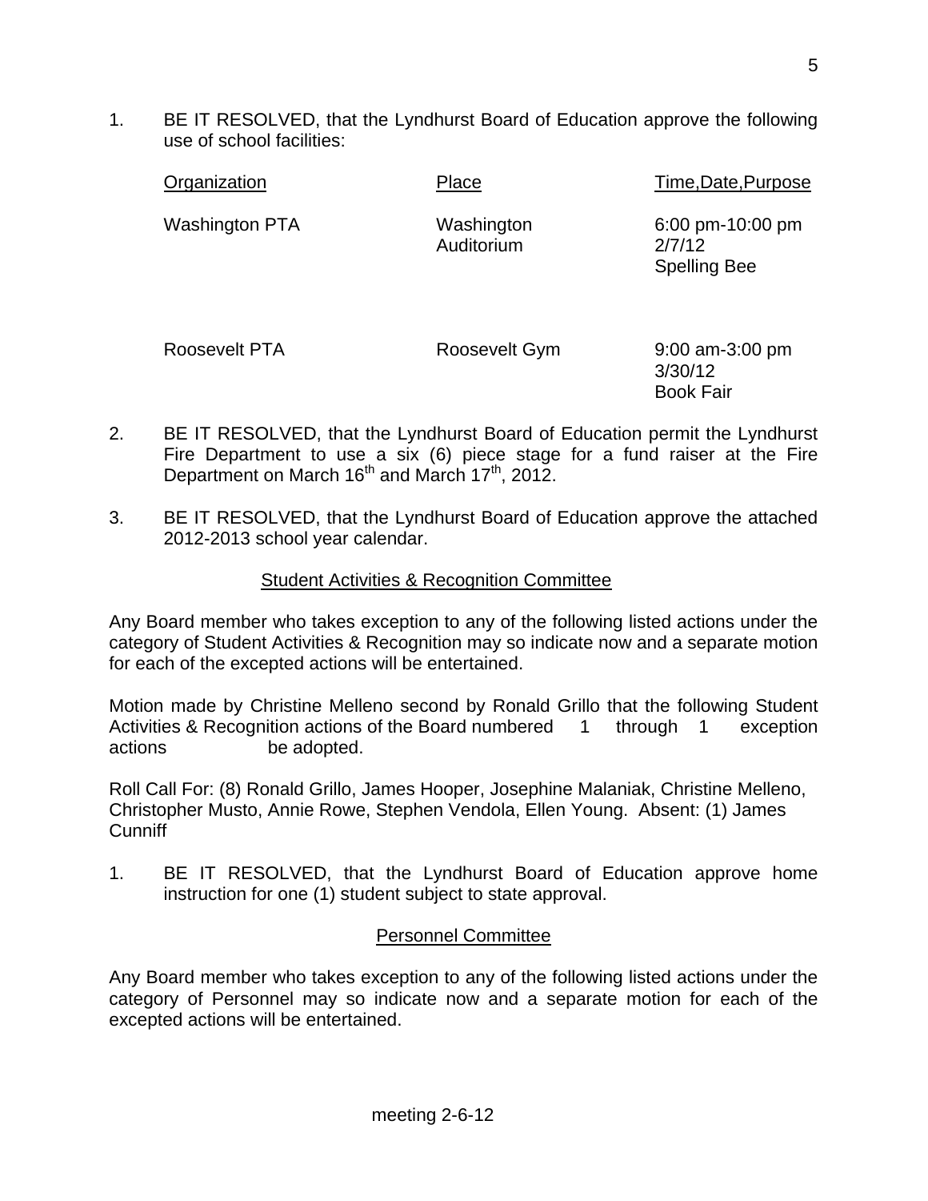1. BE IT RESOLVED, that the Lyndhurst Board of Education approve the following use of school facilities:

| Organization | Place | Time,Date,Purpose |
| --- | --- | --- |
| Washington PTA | Washington Auditorium | 6:00 pm-10:00 pm 2/7/12 Spelling Bee |
| Roosevelt PTA | Roosevelt Gym | 9:00 am-3:00 pm 3/30/12 Book Fair |

2. BE IT RESOLVED, that the Lyndhurst Board of Education permit the Lyndhurst Fire Department to use a six (6) piece stage for a fund raiser at the Fire Department on March 16th and March 17th, 2012.

3. BE IT RESOLVED, that the Lyndhurst Board of Education approve the attached 2012-2013 school year calendar.

## Student Activities & Recognition Committee

Any Board member who takes exception to any of the following listed actions under the category of Student Activities & Recognition may so indicate now and a separate motion for each of the excepted actions will be entertained.

Motion made by Christine Melleno second by Ronald Grillo that the following Student Activities & Recognition actions of the Board numbered 1 through 1 exception actions be adopted.

Roll Call For: (8) Ronald Grillo, James Hooper, Josephine Malaniak, Christine Melleno, Christopher Musto, Annie Rowe, Stephen Vendola, Ellen Young. Absent: (1) James Cunniff

1. BE IT RESOLVED, that the Lyndhurst Board of Education approve home instruction for one (1) student subject to state approval.

## Personnel Committee

Any Board member who takes exception to any of the following listed actions under the category of Personnel may so indicate now and a separate motion for each of the excepted actions will be entertained.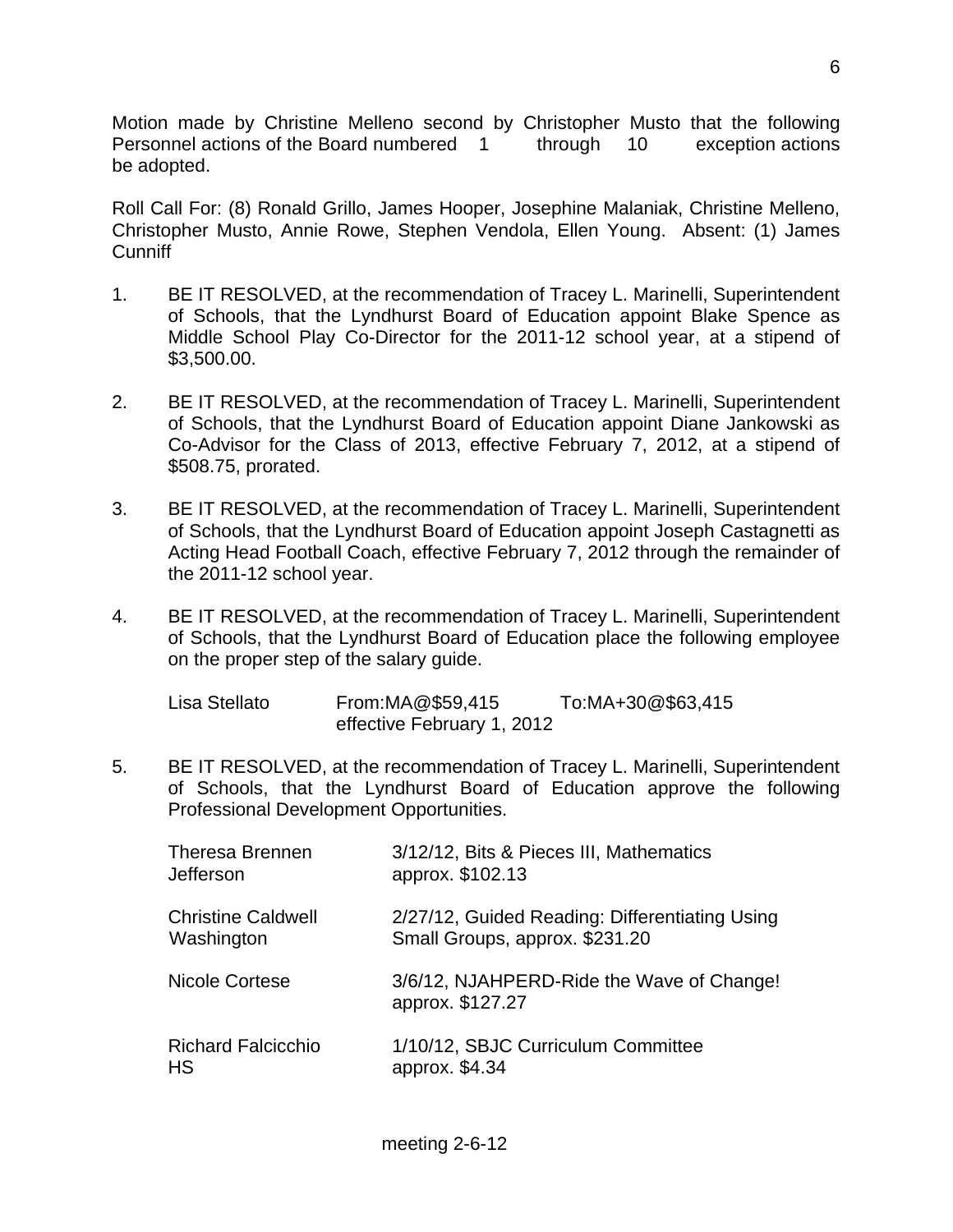Motion made by Christine Melleno second by Christopher Musto that the following Personnel actions of the Board numbered 1 through 10 exception actions be adopted.

Roll Call For: (8) Ronald Grillo, James Hooper, Josephine Malaniak, Christine Melleno, Christopher Musto, Annie Rowe, Stephen Vendola, Ellen Young. Absent: (1) James Cunniff

1. BE IT RESOLVED, at the recommendation of Tracey L. Marinelli, Superintendent of Schools, that the Lyndhurst Board of Education appoint Blake Spence as Middle School Play Co-Director for the 2011-12 school year, at a stipend of $3,500.00.

2. BE IT RESOLVED, at the recommendation of Tracey L. Marinelli, Superintendent of Schools, that the Lyndhurst Board of Education appoint Diane Jankowski as Co-Advisor for the Class of 2013, effective February 7, 2012, at a stipend of $508.75, prorated.

3. BE IT RESOLVED, at the recommendation of Tracey L. Marinelli, Superintendent of Schools, that the Lyndhurst Board of Education appoint Joseph Castagnetti as Acting Head Football Coach, effective February 7, 2012 through the remainder of the 2011-12 school year.

4. BE IT RESOLVED, at the recommendation of Tracey L. Marinelli, Superintendent of Schools, that the Lyndhurst Board of Education place the following employee on the proper step of the salary guide.

   Lisa Stellato From:MA@$59,415 To:MA+30@$63,415
   effective February 1, 2012

5. BE IT RESOLVED, at the recommendation of Tracey L. Marinelli, Superintendent of Schools, that the Lyndhurst Board of Education approve the following Professional Development Opportunities.

   Theresa Brennen, Jefferson — 3/12/12, Bits & Pieces III, Mathematics approx. $102.13

   Christine Caldwell, Washington — 2/27/12, Guided Reading: Differentiating Using Small Groups, approx. $231.20

   Nicole Cortese — 3/6/12, NJAHPERD-Ride the Wave of Change! approx. $127.27

   Richard Falcicchio, HS — 1/10/12, SBJC Curriculum Committee approx. $4.34

meeting 2-6-12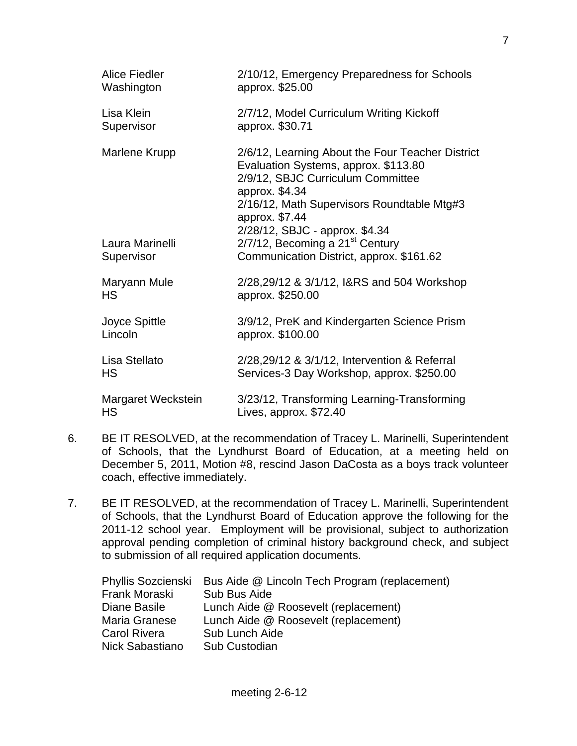| | |
|---|---|
| Alice Fiedler<br>Washington | 2/10/12, Emergency Preparedness for Schools<br>approx. $25.00 |
| Lisa Klein<br>Supervisor | 2/7/12, Model Curriculum Writing Kickoff<br>approx. $30.71 |
| Marlene Krupp | 2/6/12, Learning About the Four Teacher District Evaluation Systems, approx. $113.80<br>2/9/12, SBJC Curriculum Committee<br>approx. $4.34<br>2/16/12, Math Supervisors Roundtable Mtg#3<br>approx. $7.44<br>2/28/12, SBJC - approx. $4.34 |
| Laura Marinelli<br>Supervisor | 2/7/12, Becoming a 21st Century<br>Communication District, approx. $161.62 |
| Maryann Mule<br>HS | 2/28,29/12 & 3/1/12, I&RS and 504 Workshop<br>approx. $250.00 |
| Joyce Spittle<br>Lincoln | 3/9/12, PreK and Kindergarten Science Prism<br>approx. $100.00 |
| Lisa Stellato<br>HS | 2/28,29/12 & 3/1/12, Intervention & Referral Services-3 Day Workshop, approx. $250.00 |
| Margaret Weckstein<br>HS | 3/23/12, Transforming Learning-Transforming Lives, approx. $72.40 |

6. BE IT RESOLVED, at the recommendation of Tracey L. Marinelli, Superintendent of Schools, that the Lyndhurst Board of Education, at a meeting held on December 5, 2011, Motion #8, rescind Jason DaCosta as a boys track volunteer coach, effective immediately.

7. BE IT RESOLVED, at the recommendation of Tracey L. Marinelli, Superintendent of Schools, that the Lyndhurst Board of Education approve the following for the 2011-12 school year. Employment will be provisional, subject to authorization approval pending completion of criminal history background check, and subject to submission of all required application documents.

| | |
|---|---|
| Phyllis Sozcienski | Bus Aide @ Lincoln Tech Program (replacement) |
| Frank Moraski | Sub Bus Aide |
| Diane Basile | Lunch Aide @ Roosevelt (replacement) |
| Maria Granese | Lunch Aide @ Roosevelt (replacement) |
| Carol Rivera | Sub Lunch Aide |
| Nick Sabastiano | Sub Custodian |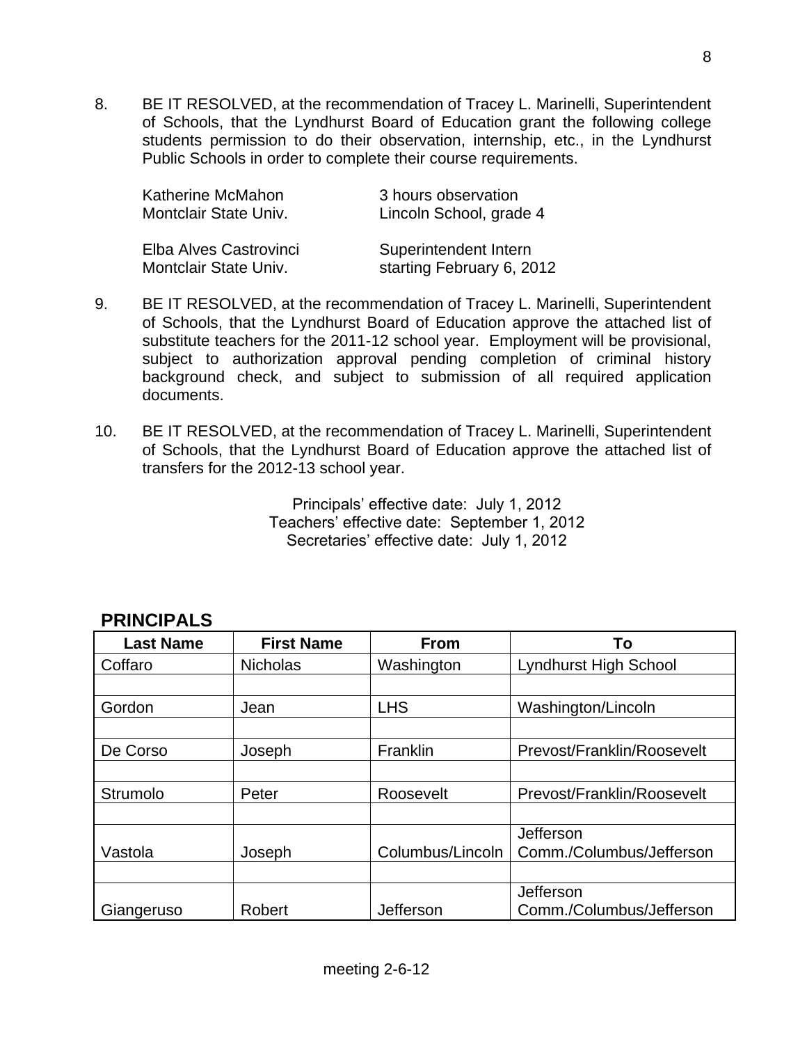8. BE IT RESOLVED, at the recommendation of Tracey L. Marinelli, Superintendent of Schools, that the Lyndhurst Board of Education grant the following college students permission to do their observation, internship, etc., in the Lyndhurst Public Schools in order to complete their course requirements.

| | |
|---|---|
| Katherine McMahon<br>Montclair State Univ. | 3 hours observation<br>Lincoln School, grade 4 |
| Elba Alves Castrovinci<br>Montclair State Univ. | Superintendent Intern<br>starting February 6, 2012 |

9. BE IT RESOLVED, at the recommendation of Tracey L. Marinelli, Superintendent of Schools, that the Lyndhurst Board of Education approve the attached list of substitute teachers for the 2011-12 school year. Employment will be provisional, subject to authorization approval pending completion of criminal history background check, and subject to submission of all required application documents.

10. BE IT RESOLVED, at the recommendation of Tracey L. Marinelli, Superintendent of Schools, that the Lyndhurst Board of Education approve the attached list of transfers for the 2012-13 school year.

Principals' effective date: July 1, 2012
Teachers' effective date: September 1, 2012
Secretaries' effective date: July 1, 2012

## PRINCIPALS

| Last Name | First Name | From | To |
|---|---|---|---|
| Coffaro | Nicholas | Washington | Lyndhurst High School |
| | | | |
| Gordon | Jean | LHS | Washington/Lincoln |
| | | | |
| De Corso | Joseph | Franklin | Prevost/Franklin/Roosevelt |
| | | | |
| Strumolo | Peter | Roosevelt | Prevost/Franklin/Roosevelt |
| | | | |
| Vastola | Joseph | Columbus/Lincoln | Jefferson Comm./Columbus/Jefferson |
| | | | |
| Giangeruso | Robert | Jefferson | Jefferson Comm./Columbus/Jefferson |

meeting 2-6-12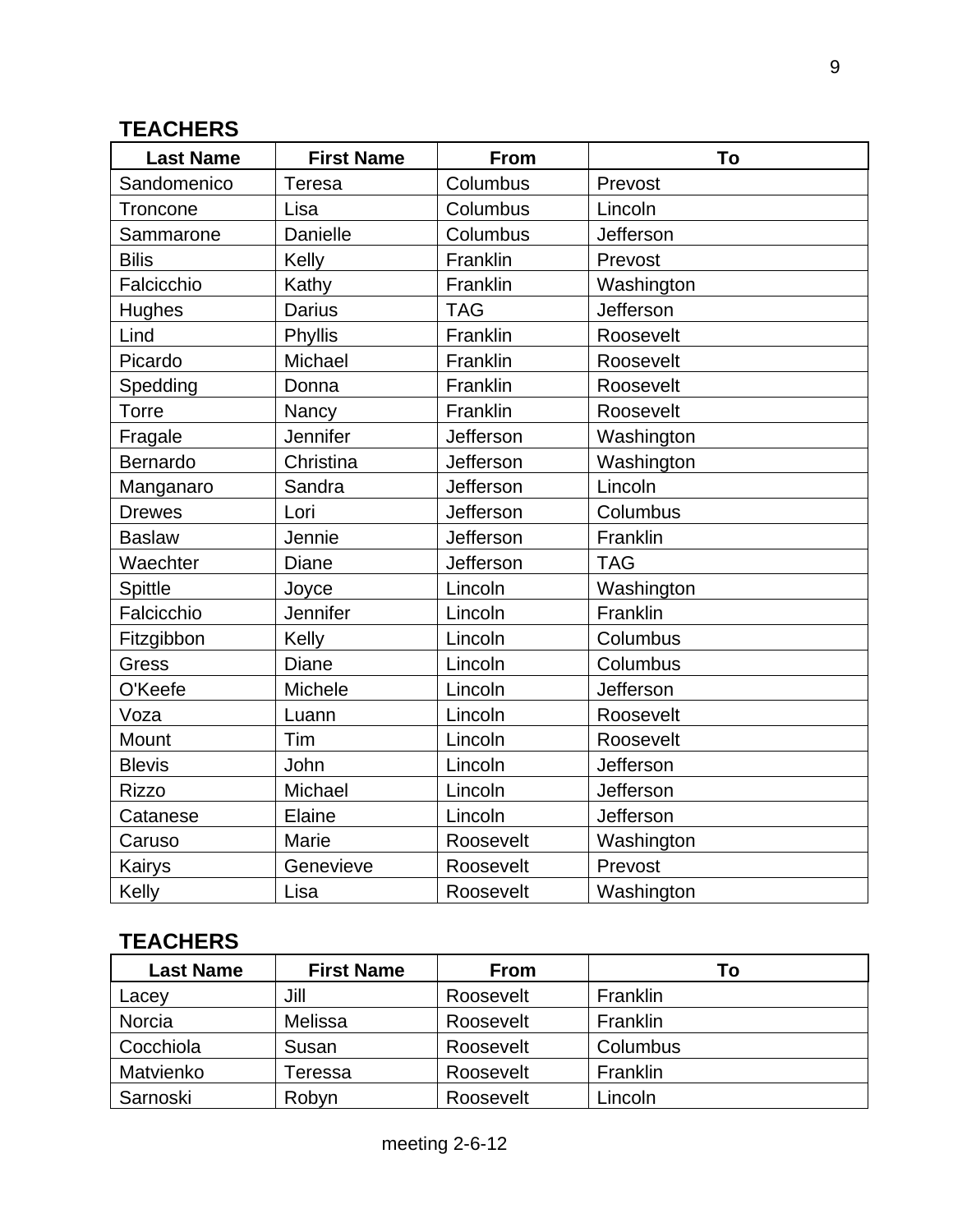## TEACHERS

| Last Name | First Name | From | To |
|---|---|---|---|
| Sandomenico | Teresa | Columbus | Prevost |
| Troncone | Lisa | Columbus | Lincoln |
| Sammarone | Danielle | Columbus | Jefferson |
| Bilis | Kelly | Franklin | Prevost |
| Falcicchio | Kathy | Franklin | Washington |
| Hughes | Darius | TAG | Jefferson |
| Lind | Phyllis | Franklin | Roosevelt |
| Picardo | Michael | Franklin | Roosevelt |
| Spedding | Donna | Franklin | Roosevelt |
| Torre | Nancy | Franklin | Roosevelt |
| Fragale | Jennifer | Jefferson | Washington |
| Bernardo | Christina | Jefferson | Washington |
| Manganaro | Sandra | Jefferson | Lincoln |
| Drewes | Lori | Jefferson | Columbus |
| Baslaw | Jennie | Jefferson | Franklin |
| Waechter | Diane | Jefferson | TAG |
| Spittle | Joyce | Lincoln | Washington |
| Falcicchio | Jennifer | Lincoln | Franklin |
| Fitzgibbon | Kelly | Lincoln | Columbus |
| Gress | Diane | Lincoln | Columbus |
| O'Keefe | Michele | Lincoln | Jefferson |
| Voza | Luann | Lincoln | Roosevelt |
| Mount | Tim | Lincoln | Roosevelt |
| Blevis | John | Lincoln | Jefferson |
| Rizzo | Michael | Lincoln | Jefferson |
| Catanese | Elaine | Lincoln | Jefferson |
| Caruso | Marie | Roosevelt | Washington |
| Kairys | Genevieve | Roosevelt | Prevost |
| Kelly | Lisa | Roosevelt | Washington |

## TEACHERS

| Last Name | First Name | From | To |
|---|---|---|---|
| Lacey | Jill | Roosevelt | Franklin |
| Norcia | Melissa | Roosevelt | Franklin |
| Cocchiola | Susan | Roosevelt | Columbus |
| Matvienko | Teressa | Roosevelt | Franklin |
| Sarnoski | Robyn | Roosevelt | Lincoln |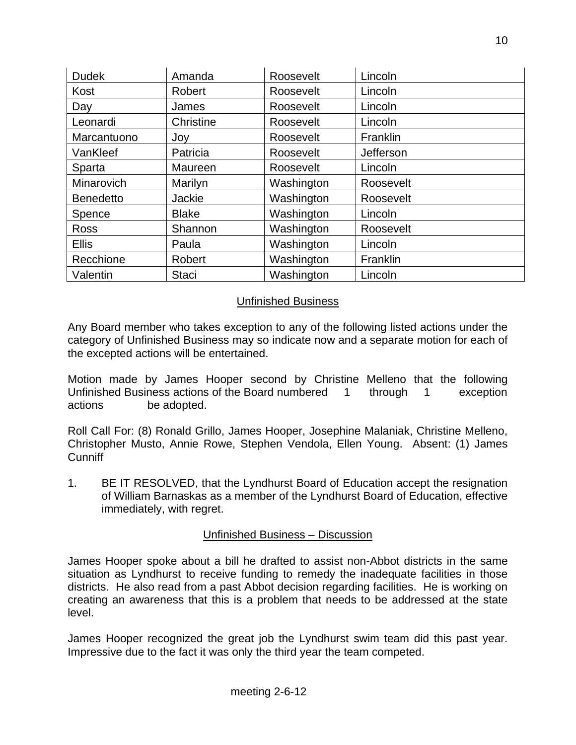| Dudek | Amanda | Roosevelt | Lincoln |
|---|---|---|---|
| Kost | Robert | Roosevelt | Lincoln |
| Day | James | Roosevelt | Lincoln |
| Leonardi | Christine | Roosevelt | Lincoln |
| Marcantuono | Joy | Roosevelt | Franklin |
| VanKleef | Patricia | Roosevelt | Jefferson |
| Sparta | Maureen | Roosevelt | Lincoln |
| Minarovich | Marilyn | Washington | Roosevelt |
| Benedetto | Jackie | Washington | Roosevelt |
| Spence | Blake | Washington | Lincoln |
| Ross | Shannon | Washington | Roosevelt |
| Ellis | Paula | Washington | Lincoln |
| Recchione | Robert | Washington | Franklin |
| Valentin | Staci | Washington | Lincoln |

## Unfinished Business

Any Board member who takes exception to any of the following listed actions under the category of Unfinished Business may so indicate now and a separate motion for each of the excepted actions will be entertained.

Motion made by James Hooper second by Christine Melleno that the following Unfinished Business actions of the Board numbered 1 through 1 exception actions be adopted.

Roll Call For: (8) Ronald Grillo, James Hooper, Josephine Malaniak, Christine Melleno, Christopher Musto, Annie Rowe, Stephen Vendola, Ellen Young. Absent: (1) James Cunniff

1. BE IT RESOLVED, that the Lyndhurst Board of Education accept the resignation of William Barnaskas as a member of the Lyndhurst Board of Education, effective immediately, with regret.

## Unfinished Business – Discussion

James Hooper spoke about a bill he drafted to assist non-Abbot districts in the same situation as Lyndhurst to receive funding to remedy the inadequate facilities in those districts. He also read from a past Abbot decision regarding facilities. He is working on creating an awareness that this is a problem that needs to be addressed at the state level.

James Hooper recognized the great job the Lyndhurst swim team did this past year. Impressive due to the fact it was only the third year the team competed.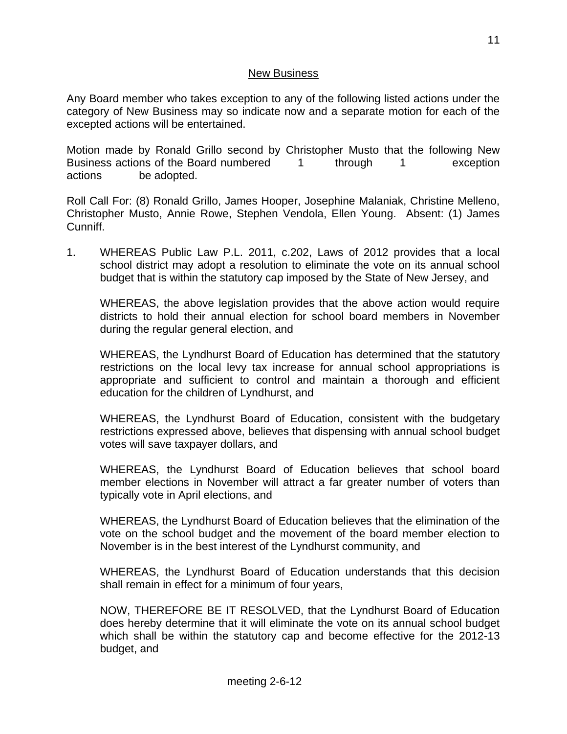## New Business

Any Board member who takes exception to any of the following listed actions under the category of New Business may so indicate now and a separate motion for each of the excepted actions will be entertained.

Motion made by Ronald Grillo second by Christopher Musto that the following New Business actions of the Board numbered 1 through 1 exception actions be adopted.

Roll Call For: (8) Ronald Grillo, James Hooper, Josephine Malaniak, Christine Melleno, Christopher Musto, Annie Rowe, Stephen Vendola, Ellen Young. Absent: (1) James Cunniff.

1. WHEREAS Public Law P.L. 2011, c.202, Laws of 2012 provides that a local school district may adopt a resolution to eliminate the vote on its annual school budget that is within the statutory cap imposed by the State of New Jersey, and

   WHEREAS, the above legislation provides that the above action would require districts to hold their annual election for school board members in November during the regular general election, and

   WHEREAS, the Lyndhurst Board of Education has determined that the statutory restrictions on the local levy tax increase for annual school appropriations is appropriate and sufficient to control and maintain a thorough and efficient education for the children of Lyndhurst, and

   WHEREAS, the Lyndhurst Board of Education, consistent with the budgetary restrictions expressed above, believes that dispensing with annual school budget votes will save taxpayer dollars, and

   WHEREAS, the Lyndhurst Board of Education believes that school board member elections in November will attract a far greater number of voters than typically vote in April elections, and

   WHEREAS, the Lyndhurst Board of Education believes that the elimination of the vote on the school budget and the movement of the board member election to November is in the best interest of the Lyndhurst community, and

   WHEREAS, the Lyndhurst Board of Education understands that this decision shall remain in effect for a minimum of four years,

   NOW, THEREFORE BE IT RESOLVED, that the Lyndhurst Board of Education does hereby determine that it will eliminate the vote on its annual school budget which shall be within the statutory cap and become effective for the 2012-13 budget, and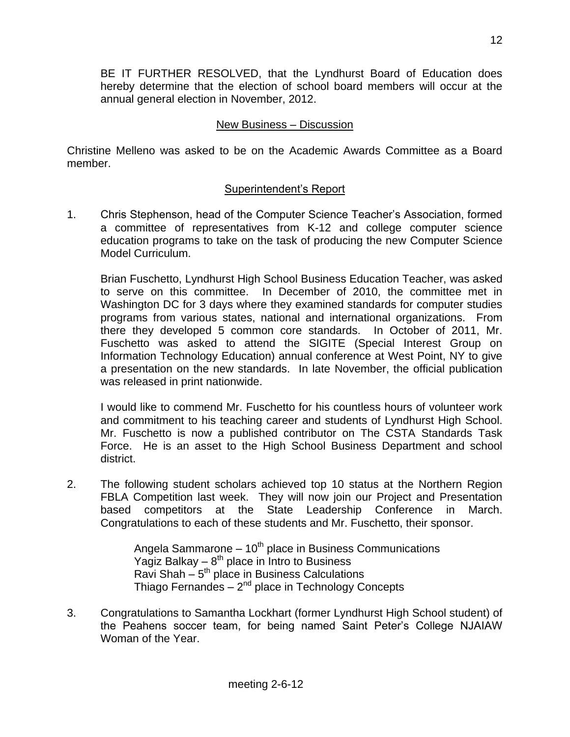BE IT FURTHER RESOLVED, that the Lyndhurst Board of Education does hereby determine that the election of school board members will occur at the annual general election in November, 2012.

## New Business – Discussion

Christine Melleno was asked to be on the Academic Awards Committee as a Board member.

## Superintendent's Report

1. Chris Stephenson, head of the Computer Science Teacher's Association, formed a committee of representatives from K-12 and college computer science education programs to take on the task of producing the new Computer Science Model Curriculum.

   Brian Fuschetto, Lyndhurst High School Business Education Teacher, was asked to serve on this committee. In December of 2010, the committee met in Washington DC for 3 days where they examined standards for computer studies programs from various states, national and international organizations. From there they developed 5 common core standards. In October of 2011, Mr. Fuschetto was asked to attend the SIGITE (Special Interest Group on Information Technology Education) annual conference at West Point, NY to give a presentation on the new standards. In late November, the official publication was released in print nationwide.

   I would like to commend Mr. Fuschetto for his countless hours of volunteer work and commitment to his teaching career and students of Lyndhurst High School. Mr. Fuschetto is now a published contributor on The CSTA Standards Task Force. He is an asset to the High School Business Department and school district.

2. The following student scholars achieved top 10 status at the Northern Region FBLA Competition last week. They will now join our Project and Presentation based competitors at the State Leadership Conference in March. Congratulations to each of these students and Mr. Fuschetto, their sponsor.

   Angela Sammarone – 10th place in Business Communications
   Yagiz Balkay – 8th place in Intro to Business
   Ravi Shah – 5th place in Business Calculations
   Thiago Fernandes – 2nd place in Technology Concepts

3. Congratulations to Samantha Lockhart (former Lyndhurst High School student) of the Peahens soccer team, for being named Saint Peter's College NJAIAW Woman of the Year.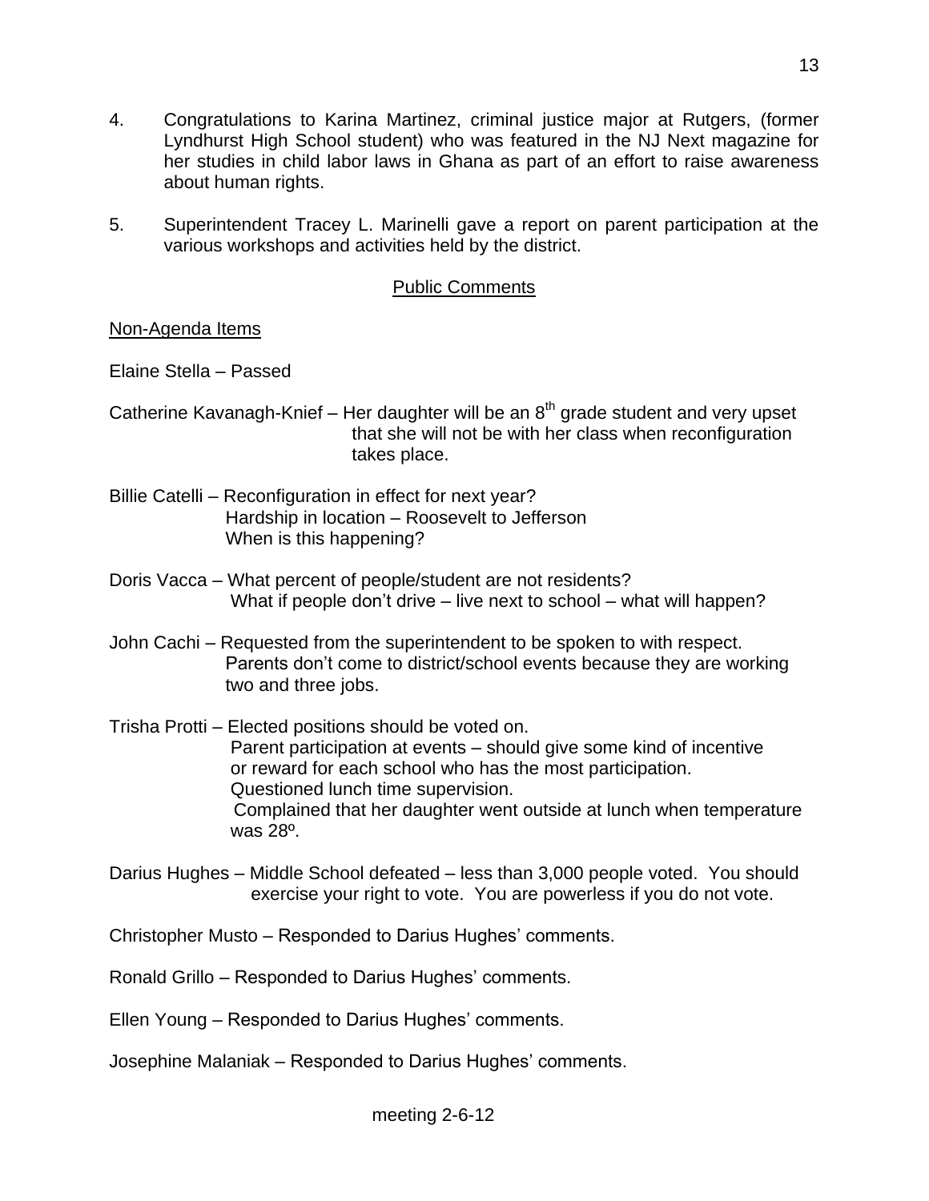4. Congratulations to Karina Martinez, criminal justice major at Rutgers, (former Lyndhurst High School student) who was featured in the NJ Next magazine for her studies in child labor laws in Ghana as part of an effort to raise awareness about human rights.

5. Superintendent Tracey L. Marinelli gave a report on parent participation at the various workshops and activities held by the district.

## Public Comments

Non-Agenda Items

Elaine Stella – Passed

Catherine Kavanagh-Knief – Her daughter will be an 8th grade student and very upset that she will not be with her class when reconfiguration takes place.

Billie Catelli – Reconfiguration in effect for next year?
Hardship in location – Roosevelt to Jefferson
When is this happening?

Doris Vacca – What percent of people/student are not residents?
What if people don't drive – live next to school – what will happen?

John Cachi – Requested from the superintendent to be spoken to with respect.
Parents don't come to district/school events because they are working two and three jobs.

Trisha Protti – Elected positions should be voted on.
Parent participation at events – should give some kind of incentive or reward for each school who has the most participation.
Questioned lunch time supervision.
Complained that her daughter went outside at lunch when temperature was 28º.

Darius Hughes – Middle School defeated – less than 3,000 people voted. You should exercise your right to vote. You are powerless if you do not vote.

Christopher Musto – Responded to Darius Hughes' comments.

Ronald Grillo – Responded to Darius Hughes' comments.

Ellen Young – Responded to Darius Hughes' comments.

Josephine Malaniak – Responded to Darius Hughes' comments.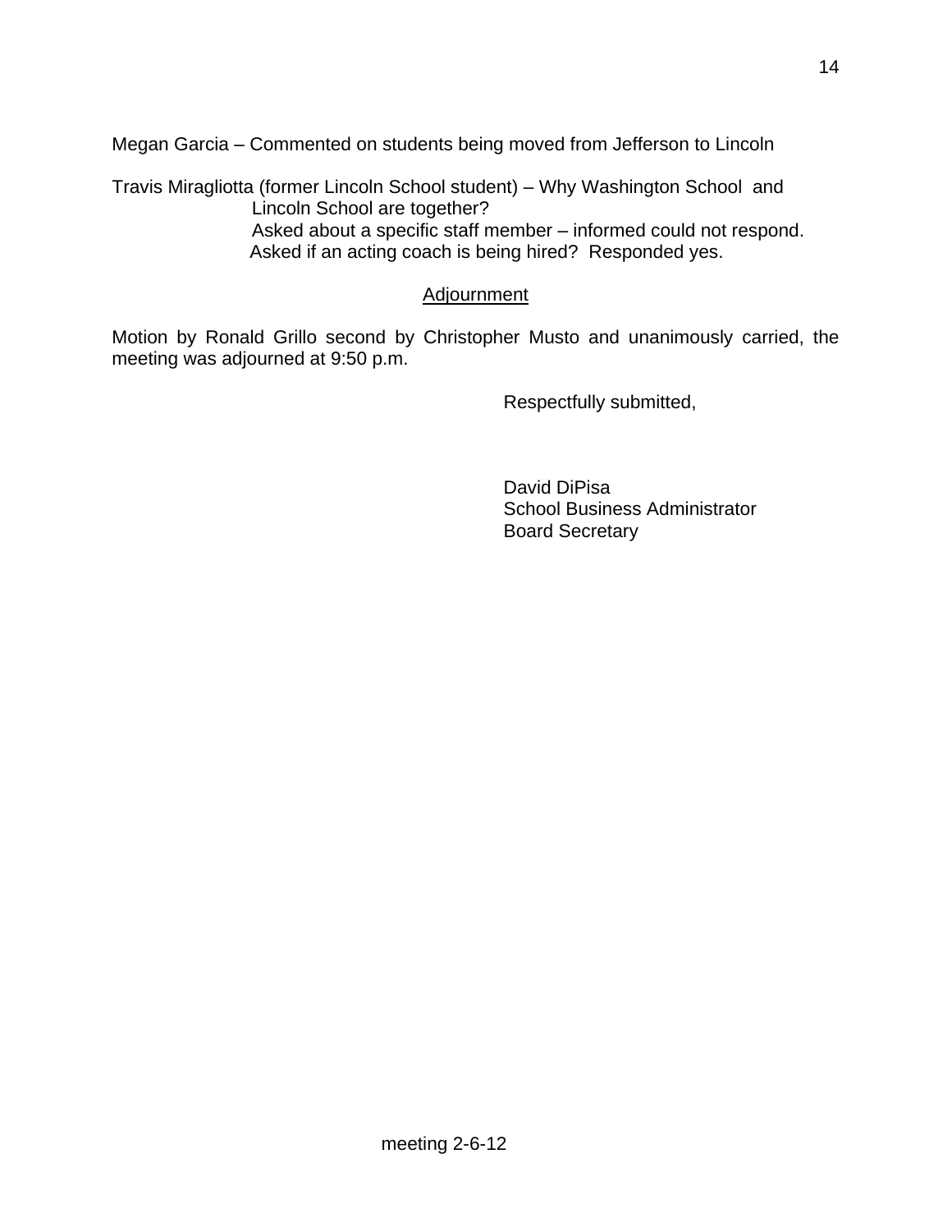Megan Garcia – Commented on students being moved from Jefferson to Lincoln

Travis Miragliotta (former Lincoln School student) – Why Washington School and Lincoln School are together?
Asked about a specific staff member – informed could not respond.
Asked if an acting coach is being hired? Responded yes.

## Adjournment

Motion by Ronald Grillo second by Christopher Musto and unanimously carried, the meeting was adjourned at 9:50 p.m.

Respectfully submitted,

David DiPisa
School Business Administrator
Board Secretary